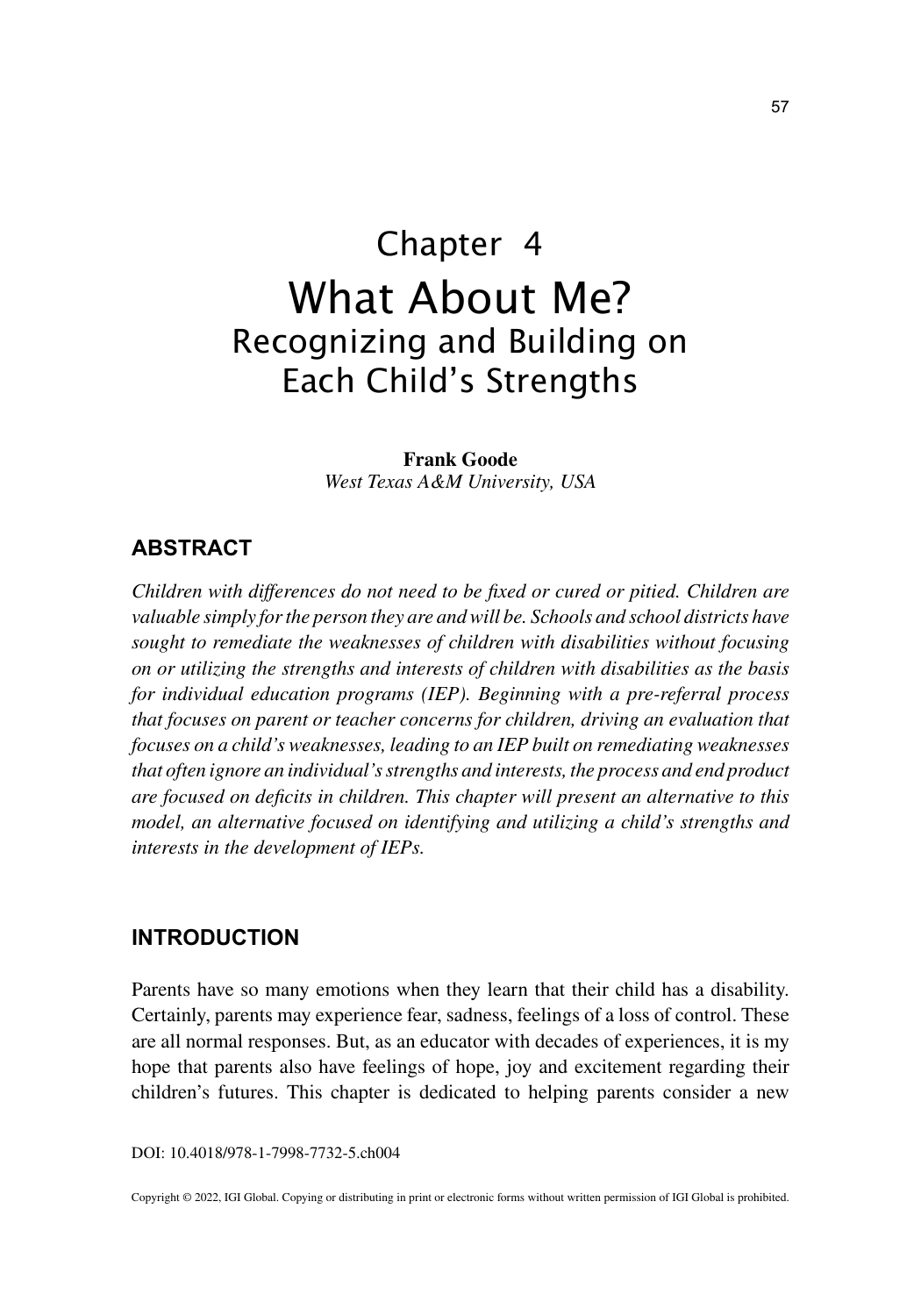# Chapter 4
# What About Me?
## Recognizing and Building on Each Child's Strengths

**Frank Goode**
*West Texas A&M University, USA*

## ABSTRACT

*Children with differences do not need to be fixed or cured or pitied. Children are valuable simply for the person they are and will be. Schools and school districts have sought to remediate the weaknesses of children with disabilities without focusing on or utilizing the strengths and interests of children with disabilities as the basis for individual education programs (IEP). Beginning with a pre-referral process that focuses on parent or teacher concerns for children, driving an evaluation that focuses on a child's weaknesses, leading to an IEP built on remediating weaknesses that often ignore an individual's strengths and interests, the process and end product are focused on deficits in children. This chapter will present an alternative to this model, an alternative focused on identifying and utilizing a child's strengths and interests in the development of IEPs.*

## INTRODUCTION

Parents have so many emotions when they learn that their child has a disability. Certainly, parents may experience fear, sadness, feelings of a loss of control. These are all normal responses. But, as an educator with decades of experiences, it is my hope that parents also have feelings of hope, joy and excitement regarding their children's futures. This chapter is dedicated to helping parents consider a new

DOI: 10.4018/978-1-7998-7732-5.ch004

Copyright © 2022, IGI Global. Copying or distributing in print or electronic forms without written permission of IGI Global is prohibited.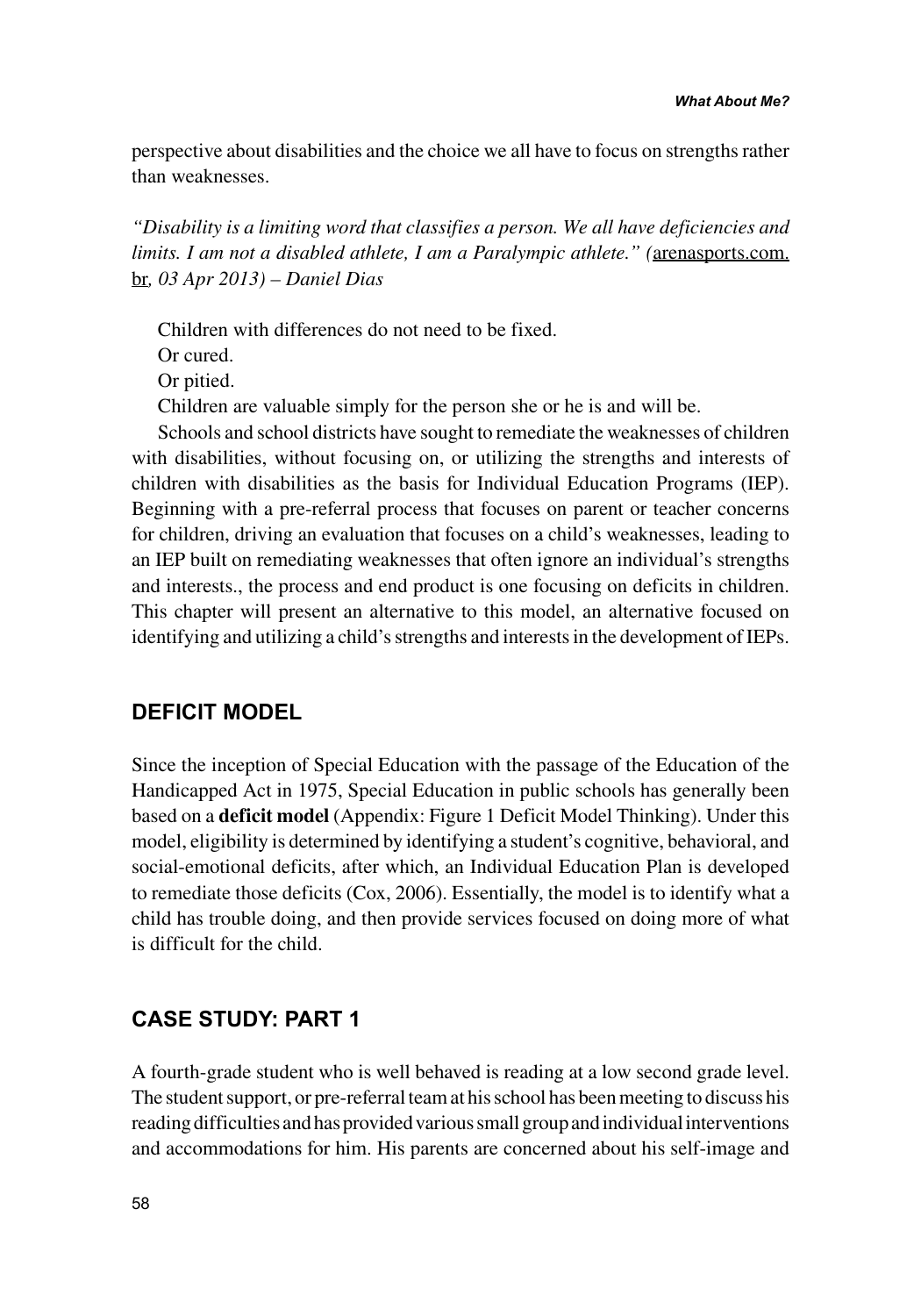perspective about disabilities and the choice we all have to focus on strengths rather than weaknesses.

*"Disability is a limiting word that classifies a person. We all have deficiencies and limits. I am not a disabled athlete, I am a Paralympic athlete." (*arenasports.com.br*, 03 Apr 2013) – Daniel Dias*

Children with differences do not need to be fixed.

Or cured.

Or pitied.

Children are valuable simply for the person she or he is and will be.

Schools and school districts have sought to remediate the weaknesses of children with disabilities, without focusing on, or utilizing the strengths and interests of children with disabilities as the basis for Individual Education Programs (IEP). Beginning with a pre-referral process that focuses on parent or teacher concerns for children, driving an evaluation that focuses on a child's weaknesses, leading to an IEP built on remediating weaknesses that often ignore an individual's strengths and interests., the process and end product is one focusing on deficits in children. This chapter will present an alternative to this model, an alternative focused on identifying and utilizing a child's strengths and interests in the development of IEPs.

## DEFICIT MODEL

Since the inception of Special Education with the passage of the Education of the Handicapped Act in 1975, Special Education in public schools has generally been based on a **deficit model** (Appendix: Figure 1 Deficit Model Thinking). Under this model, eligibility is determined by identifying a student's cognitive, behavioral, and social-emotional deficits, after which, an Individual Education Plan is developed to remediate those deficits (Cox, 2006). Essentially, the model is to identify what a child has trouble doing, and then provide services focused on doing more of what is difficult for the child.

## CASE STUDY: PART 1

A fourth-grade student who is well behaved is reading at a low second grade level. The student support, or pre-referral team at his school has been meeting to discuss his reading difficulties and has provided various small group and individual interventions and accommodations for him. His parents are concerned about his self-image and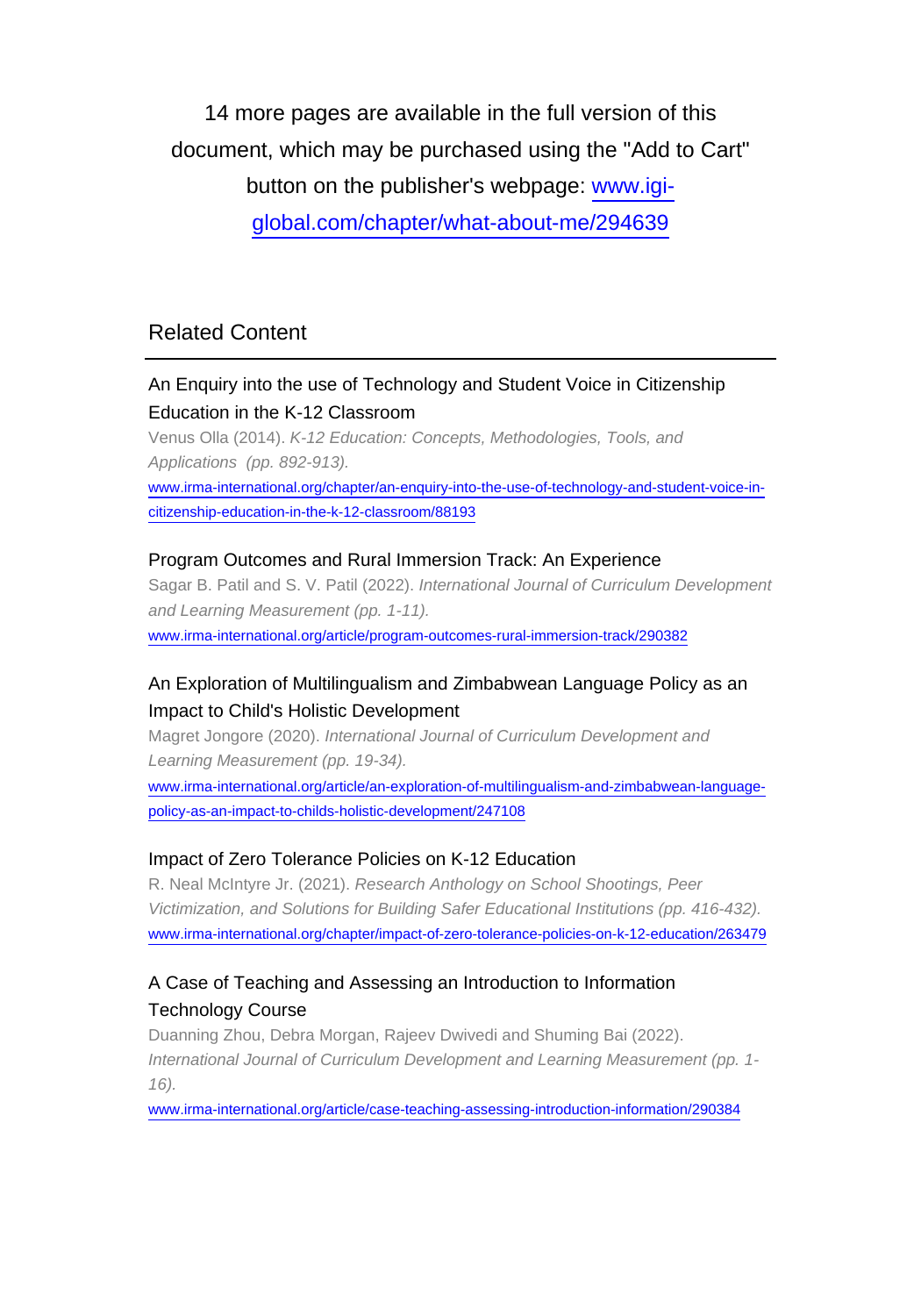14 more pages are available in the full version of this document, which may be purchased using the "Add to Cart" button on the publisher's webpage: [www.igi-global.com/chapter/what-about-me/294639](www.igi-global.com/chapter/what-about-me/294639)

## Related Content

### An Enquiry into the use of Technology and Student Voice in Citizenship Education in the K-12 Classroom

Venus Olla (2014). *K-12 Education: Concepts, Methodologies, Tools, and Applications (pp. 892-913).*

[www.irma-international.org/chapter/an-enquiry-into-the-use-of-technology-and-student-voice-in-citizenship-education-in-the-k-12-classroom/88193](www.irma-international.org/chapter/an-enquiry-into-the-use-of-technology-and-student-voice-in-citizenship-education-in-the-k-12-classroom/88193)

### Program Outcomes and Rural Immersion Track: An Experience

Sagar B. Patil and S. V. Patil (2022). *International Journal of Curriculum Development and Learning Measurement (pp. 1-11).*

[www.irma-international.org/article/program-outcomes-rural-immersion-track/290382](www.irma-international.org/article/program-outcomes-rural-immersion-track/290382)

### An Exploration of Multilingualism and Zimbabwean Language Policy as an Impact to Child's Holistic Development

Magret Jongore (2020). *International Journal of Curriculum Development and Learning Measurement (pp. 19-34).*

[www.irma-international.org/article/an-exploration-of-multilingualism-and-zimbabwean-language-policy-as-an-impact-to-childs-holistic-development/247108](www.irma-international.org/article/an-exploration-of-multilingualism-and-zimbabwean-language-policy-as-an-impact-to-childs-holistic-development/247108)

### Impact of Zero Tolerance Policies on K-12 Education

R. Neal McIntyre Jr. (2021). *Research Anthology on School Shootings, Peer Victimization, and Solutions for Building Safer Educational Institutions (pp. 416-432).*

[www.irma-international.org/chapter/impact-of-zero-tolerance-policies-on-k-12-education/263479](www.irma-international.org/chapter/impact-of-zero-tolerance-policies-on-k-12-education/263479)

### A Case of Teaching and Assessing an Introduction to Information Technology Course

Duanning Zhou, Debra Morgan, Rajeev Dwivedi and Shuming Bai (2022). *International Journal of Curriculum Development and Learning Measurement (pp. 1-16).*

[www.irma-international.org/article/case-teaching-assessing-introduction-information/290384](www.irma-international.org/article/case-teaching-assessing-introduction-information/290384)